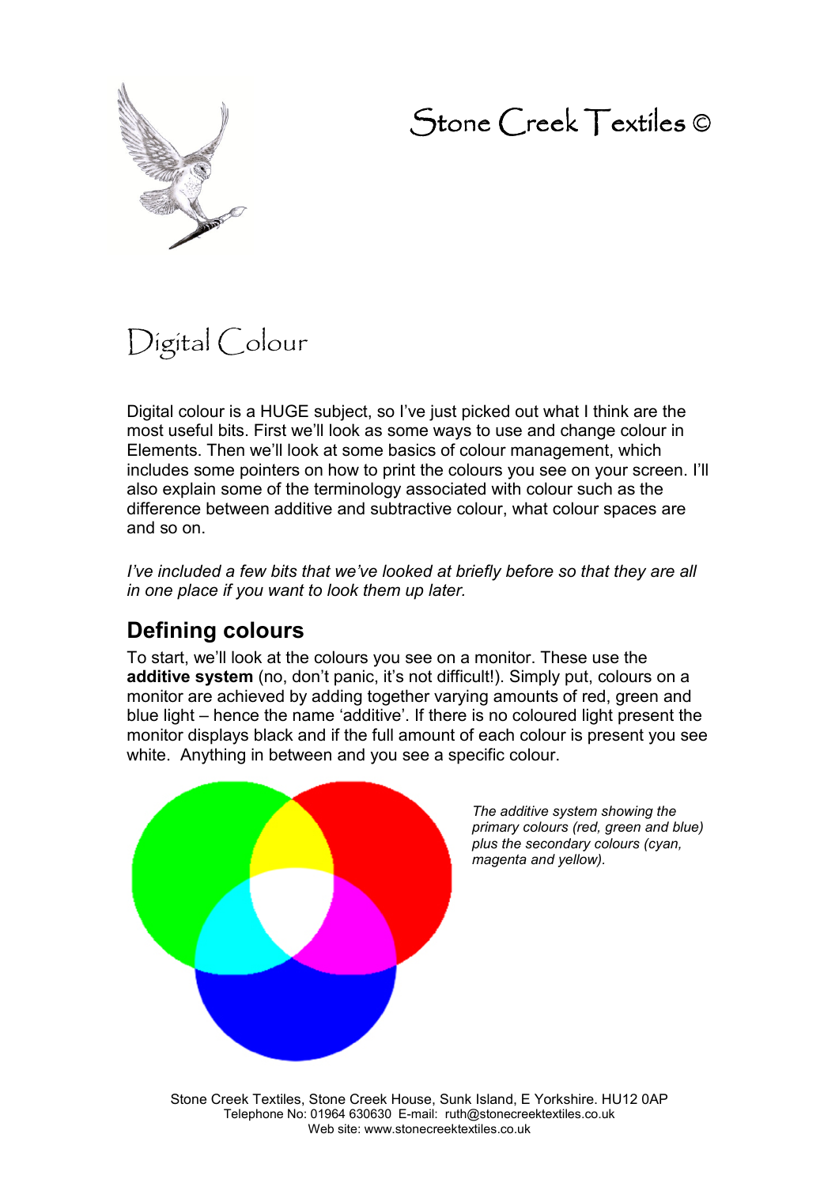# Stone Creek Textiles ©

## Digital Colour

Digital colour is a HUGE subject, so I've just picked out what I think are the most useful bits. First we'll look as some ways to use and change colour in Elements. Then we'll look at some basics of colour management, which includes some pointers on how to print the colours you see on your screen. I'll also explain some of the terminology associated with colour such as the difference between additive and subtractive colour, what colour spaces are and so on.

*I've included a few bits that we've looked at briefly before so that they are all in one place if you want to look them up later.*

### Defining colours

To start, we'll look at the colours you see on a monitor. These use the **additive system** (no, don't panic, it's not difficult!). Simply put, colours on a monitor are achieved by adding together varying amounts of red, green and blue light – hence the name 'additive'. If there is no coloured light present the monitor displays black and if the full amount of each colour is present you see white. Anything in between and you see a specific colour.

*The additive system showing the primary colours (red, green and blue) plus the secondary colours (cyan, magenta and yellow).*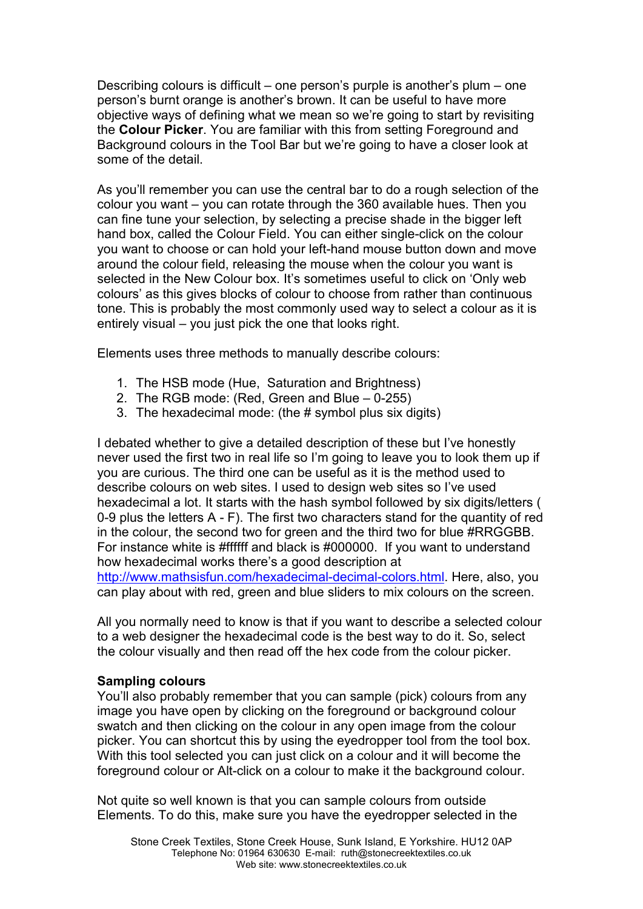Describing colours is difficult – one person's purple is another's plum – one person's burnt orange is another's brown. It can be useful to have more objective ways of defining what we mean so we're going to start by revisiting the **Colour Picker**. You are familiar with this from setting Foreground and Background colours in the Tool Bar but we're going to have a closer look at some of the detail.

As you'll remember you can use the central bar to do a rough selection of the colour you want – you can rotate through the 360 available hues. Then you can fine tune your selection, by selecting a precise shade in the bigger left hand box, called the Colour Field. You can either single-click on the colour you want to choose or can hold your left-hand mouse button down and move around the colour field, releasing the mouse when the colour you want is selected in the New Colour box. It's sometimes useful to click on 'Only web colours' as this gives blocks of colour to choose from rather than continuous tone. This is probably the most commonly used way to select a colour as it is entirely visual – you just pick the one that looks right.

Elements uses three methods to manually describe colours:

1. The HSB mode (Hue, Saturation and Brightness)
2. The RGB mode: (Red, Green and Blue – 0-255)
3. The hexadecimal mode: (the # symbol plus six digits)

I debated whether to give a detailed description of these but I've honestly never used the first two in real life so I'm going to leave you to look them up if you are curious. The third one can be useful as it is the method used to describe colours on web sites. I used to design web sites so I've used hexadecimal a lot. It starts with the hash symbol followed by six digits/letters ( 0-9 plus the letters A - F). The first two characters stand for the quantity of red in the colour, the second two for green and the third two for blue #RRGGBB. For instance white is #ffffff and black is #000000. If you want to understand how hexadecimal works there's a good description at http://www.mathsisfun.com/hexadecimal-decimal-colors.html. Here, also, you can play about with red, green and blue sliders to mix colours on the screen.

All you normally need to know is that if you want to describe a selected colour to a web designer the hexadecimal code is the best way to do it. So, select the colour visually and then read off the hex code from the colour picker.

**Sampling colours**

You'll also probably remember that you can sample (pick) colours from any image you have open by clicking on the foreground or background colour swatch and then clicking on the colour in any open image from the colour picker. You can shortcut this by using the eyedropper tool from the tool box. With this tool selected you can just click on a colour and it will become the foreground colour or Alt-click on a colour to make it the background colour.

Not quite so well known is that you can sample colours from outside Elements. To do this, make sure you have the eyedropper selected in the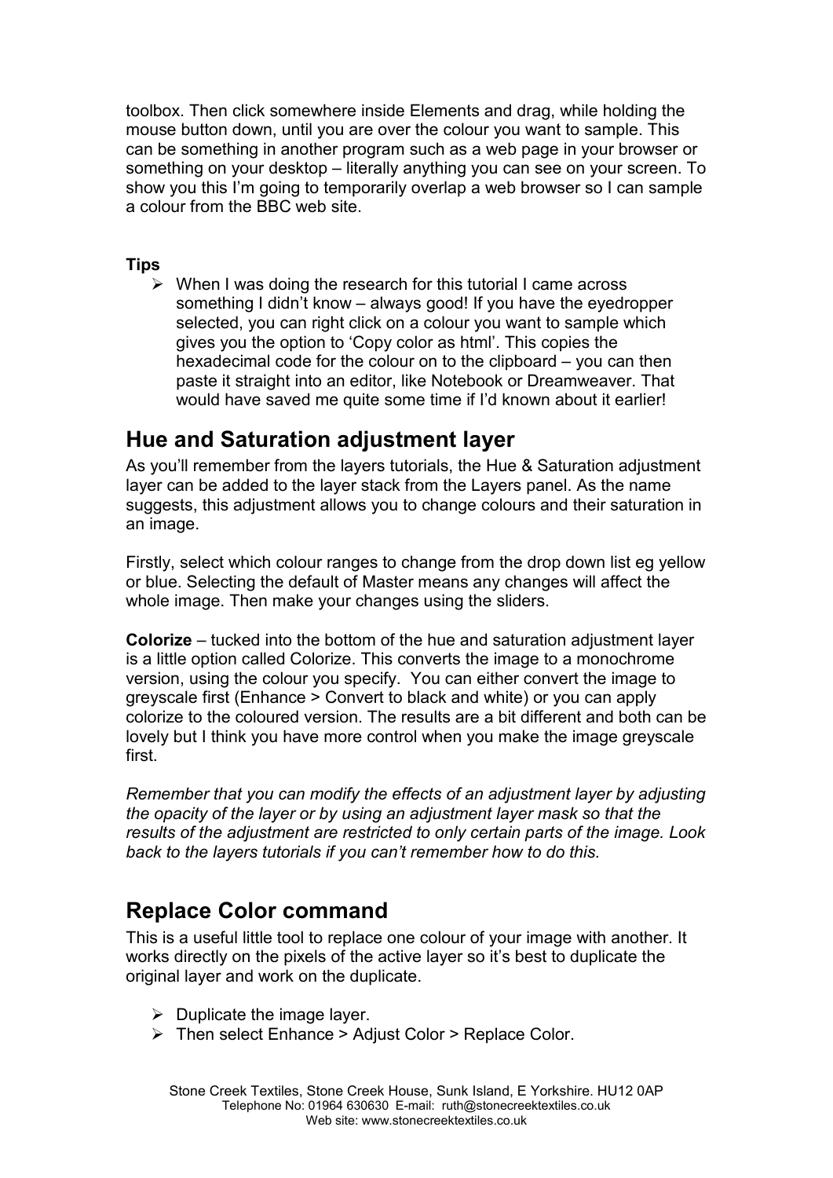toolbox. Then click somewhere inside Elements and drag, while holding the mouse button down, until you are over the colour you want to sample. This can be something in another program such as a web page in your browser or something on your desktop – literally anything you can see on your screen. To show you this I'm going to temporarily overlap a web browser so I can sample a colour from the BBC web site.

**Tips**

- When I was doing the research for this tutorial I came across something I didn't know – always good! If you have the eyedropper selected, you can right click on a colour you want to sample which gives you the option to 'Copy color as html'. This copies the hexadecimal code for the colour on to the clipboard – you can then paste it straight into an editor, like Notebook or Dreamweaver. That would have saved me quite some time if I'd known about it earlier!

## Hue and Saturation adjustment layer

As you'll remember from the layers tutorials, the Hue & Saturation adjustment layer can be added to the layer stack from the Layers panel. As the name suggests, this adjustment allows you to change colours and their saturation in an image.

Firstly, select which colour ranges to change from the drop down list eg yellow or blue. Selecting the default of Master means any changes will affect the whole image. Then make your changes using the sliders.

**Colorize** – tucked into the bottom of the hue and saturation adjustment layer is a little option called Colorize. This converts the image to a monochrome version, using the colour you specify. You can either convert the image to greyscale first (Enhance > Convert to black and white) or you can apply colorize to the coloured version. The results are a bit different and both can be lovely but I think you have more control when you make the image greyscale first.

*Remember that you can modify the effects of an adjustment layer by adjusting the opacity of the layer or by using an adjustment layer mask so that the results of the adjustment are restricted to only certain parts of the image. Look back to the layers tutorials if you can't remember how to do this.*

## Replace Color command

This is a useful little tool to replace one colour of your image with another. It works directly on the pixels of the active layer so it's best to duplicate the original layer and work on the duplicate.

- Duplicate the image layer.
- Then select Enhance > Adjust Color > Replace Color.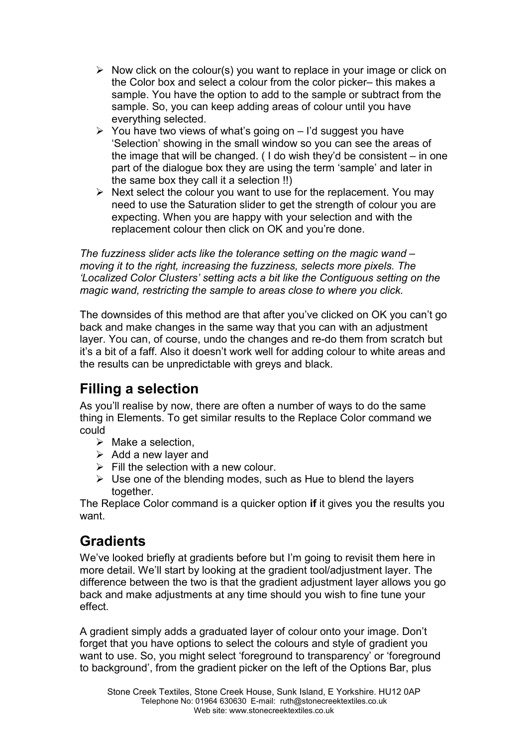- Now click on the colour(s) you want to replace in your image or click on the Color box and select a colour from the color picker– this makes a sample. You have the option to add to the sample or subtract from the sample. So, you can keep adding areas of colour until you have everything selected.
- You have two views of what's going on – I'd suggest you have 'Selection' showing in the small window so you can see the areas of the image that will be changed. ( I do wish they'd be consistent – in one part of the dialogue box they are using the term 'sample' and later in the same box they call it a selection !!)
- Next select the colour you want to use for the replacement. You may need to use the Saturation slider to get the strength of colour you are expecting. When you are happy with your selection and with the replacement colour then click on OK and you're done.

*The fuzziness slider acts like the tolerance setting on the magic wand – moving it to the right, increasing the fuzziness, selects more pixels. The 'Localized Color Clusters' setting acts a bit like the Contiguous setting on the magic wand, restricting the sample to areas close to where you click.*

The downsides of this method are that after you've clicked on OK you can't go back and make changes in the same way that you can with an adjustment layer. You can, of course, undo the changes and re-do them from scratch but it's a bit of a faff. Also it doesn't work well for adding colour to white areas and the results can be unpredictable with greys and black.

## Filling a selection

As you'll realise by now, there are often a number of ways to do the same thing in Elements. To get similar results to the Replace Color command we could

- Make a selection,
- Add a new layer and
- Fill the selection with a new colour.
- Use one of the blending modes, such as Hue to blend the layers together.

The Replace Color command is a quicker option **if** it gives you the results you want.

## Gradients

We've looked briefly at gradients before but I'm going to revisit them here in more detail. We'll start by looking at the gradient tool/adjustment layer. The difference between the two is that the gradient adjustment layer allows you go back and make adjustments at any time should you wish to fine tune your effect.

A gradient simply adds a graduated layer of colour onto your image. Don't forget that you have options to select the colours and style of gradient you want to use. So, you might select 'foreground to transparency' or 'foreground to background', from the gradient picker on the left of the Options Bar, plus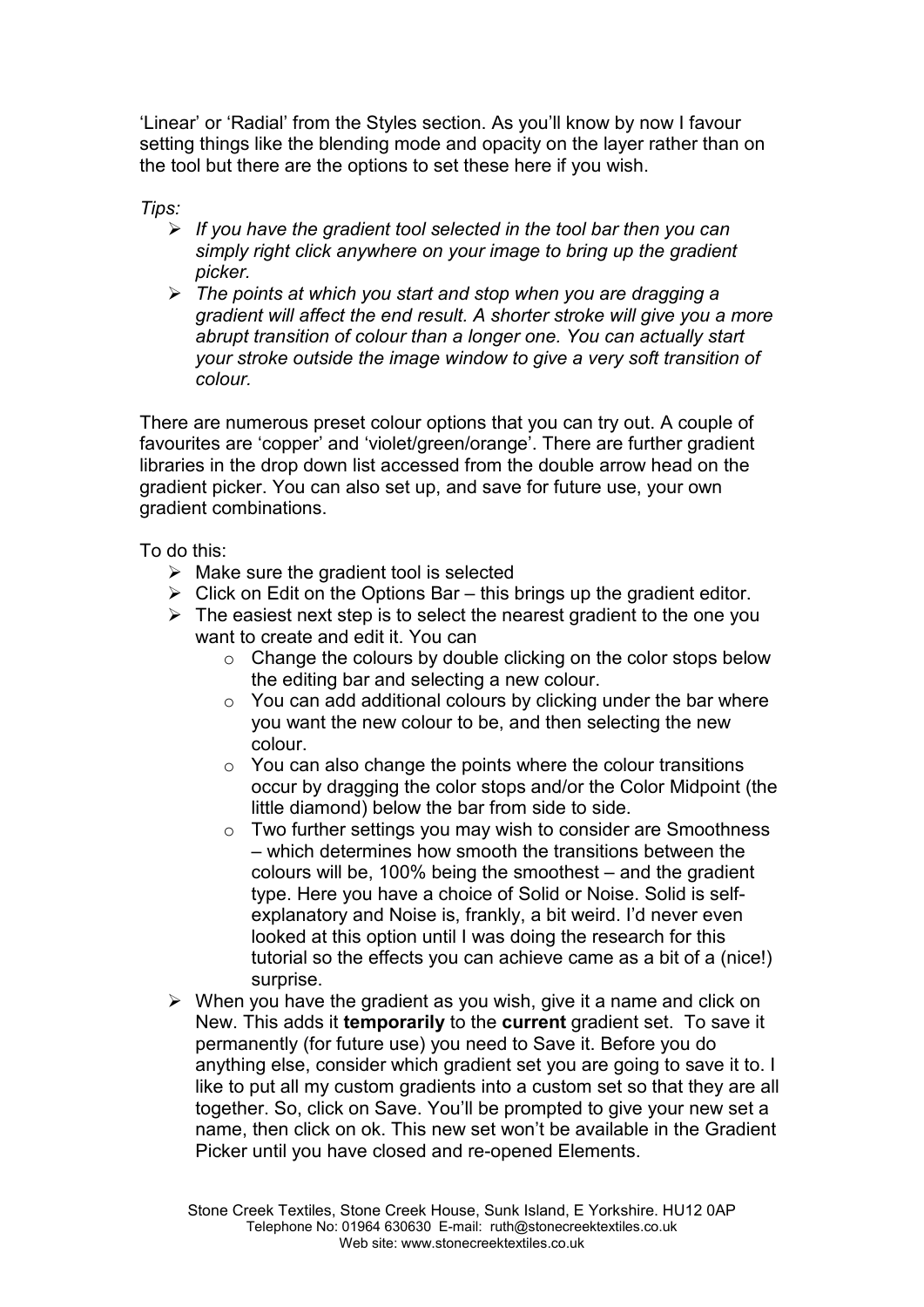'Linear' or 'Radial' from the Styles section. As you'll know by now I favour setting things like the blending mode and opacity on the layer rather than on the tool but there are the options to set these here if you wish.

*Tips:*

- *If you have the gradient tool selected in the tool bar then you can simply right click anywhere on your image to bring up the gradient picker.*
- *The points at which you start and stop when you are dragging a gradient will affect the end result. A shorter stroke will give you a more abrupt transition of colour than a longer one. You can actually start your stroke outside the image window to give a very soft transition of colour.*

There are numerous preset colour options that you can try out. A couple of favourites are 'copper' and 'violet/green/orange'. There are further gradient libraries in the drop down list accessed from the double arrow head on the gradient picker. You can also set up, and save for future use, your own gradient combinations.

To do this:

- Make sure the gradient tool is selected
- Click on Edit on the Options Bar – this brings up the gradient editor.
- The easiest next step is to select the nearest gradient to the one you want to create and edit it. You can
  - Change the colours by double clicking on the color stops below the editing bar and selecting a new colour.
  - You can add additional colours by clicking under the bar where you want the new colour to be, and then selecting the new colour.
  - You can also change the points where the colour transitions occur by dragging the color stops and/or the Color Midpoint (the little diamond) below the bar from side to side.
  - Two further settings you may wish to consider are Smoothness – which determines how smooth the transitions between the colours will be, 100% being the smoothest – and the gradient type. Here you have a choice of Solid or Noise. Solid is self-explanatory and Noise is, frankly, a bit weird. I'd never even looked at this option until I was doing the research for this tutorial so the effects you can achieve came as a bit of a (nice!) surprise.
- When you have the gradient as you wish, give it a name and click on New. This adds it **temporarily** to the **current** gradient set. To save it permanently (for future use) you need to Save it. Before you do anything else, consider which gradient set you are going to save it to. I like to put all my custom gradients into a custom set so that they are all together. So, click on Save. You'll be prompted to give your new set a name, then click on ok. This new set won't be available in the Gradient Picker until you have closed and re-opened Elements.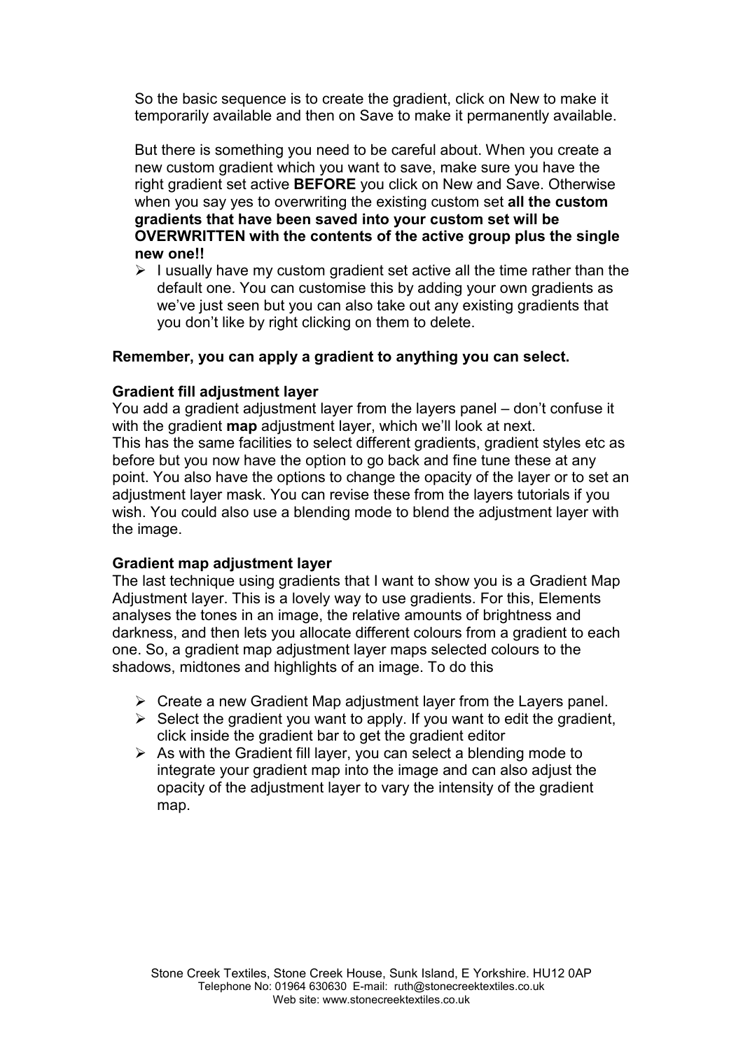So the basic sequence is to create the gradient, click on New to make it temporarily available and then on Save to make it permanently available.

But there is something you need to be careful about. When you create a new custom gradient which you want to save, make sure you have the right gradient set active **BEFORE** you click on New and Save. Otherwise when you say yes to overwriting the existing custom set **all the custom gradients that have been saved into your custom set will be OVERWRITTEN with the contents of the active group plus the single new one!!**

- I usually have my custom gradient set active all the time rather than the default one. You can customise this by adding your own gradients as we've just seen but you can also take out any existing gradients that you don't like by right clicking on them to delete.

**Remember, you can apply a gradient to anything you can select.**

**Gradient fill adjustment layer**

You add a gradient adjustment layer from the layers panel – don't confuse it with the gradient **map** adjustment layer, which we'll look at next.
This has the same facilities to select different gradients, gradient styles etc as before but you now have the option to go back and fine tune these at any point. You also have the options to change the opacity of the layer or to set an adjustment layer mask. You can revise these from the layers tutorials if you wish. You could also use a blending mode to blend the adjustment layer with the image.

**Gradient map adjustment layer**

The last technique using gradients that I want to show you is a Gradient Map Adjustment layer. This is a lovely way to use gradients. For this, Elements analyses the tones in an image, the relative amounts of brightness and darkness, and then lets you allocate different colours from a gradient to each one. So, a gradient map adjustment layer maps selected colours to the shadows, midtones and highlights of an image. To do this

- Create a new Gradient Map adjustment layer from the Layers panel.
- Select the gradient you want to apply. If you want to edit the gradient, click inside the gradient bar to get the gradient editor
- As with the Gradient fill layer, you can select a blending mode to integrate your gradient map into the image and can also adjust the opacity of the adjustment layer to vary the intensity of the gradient map.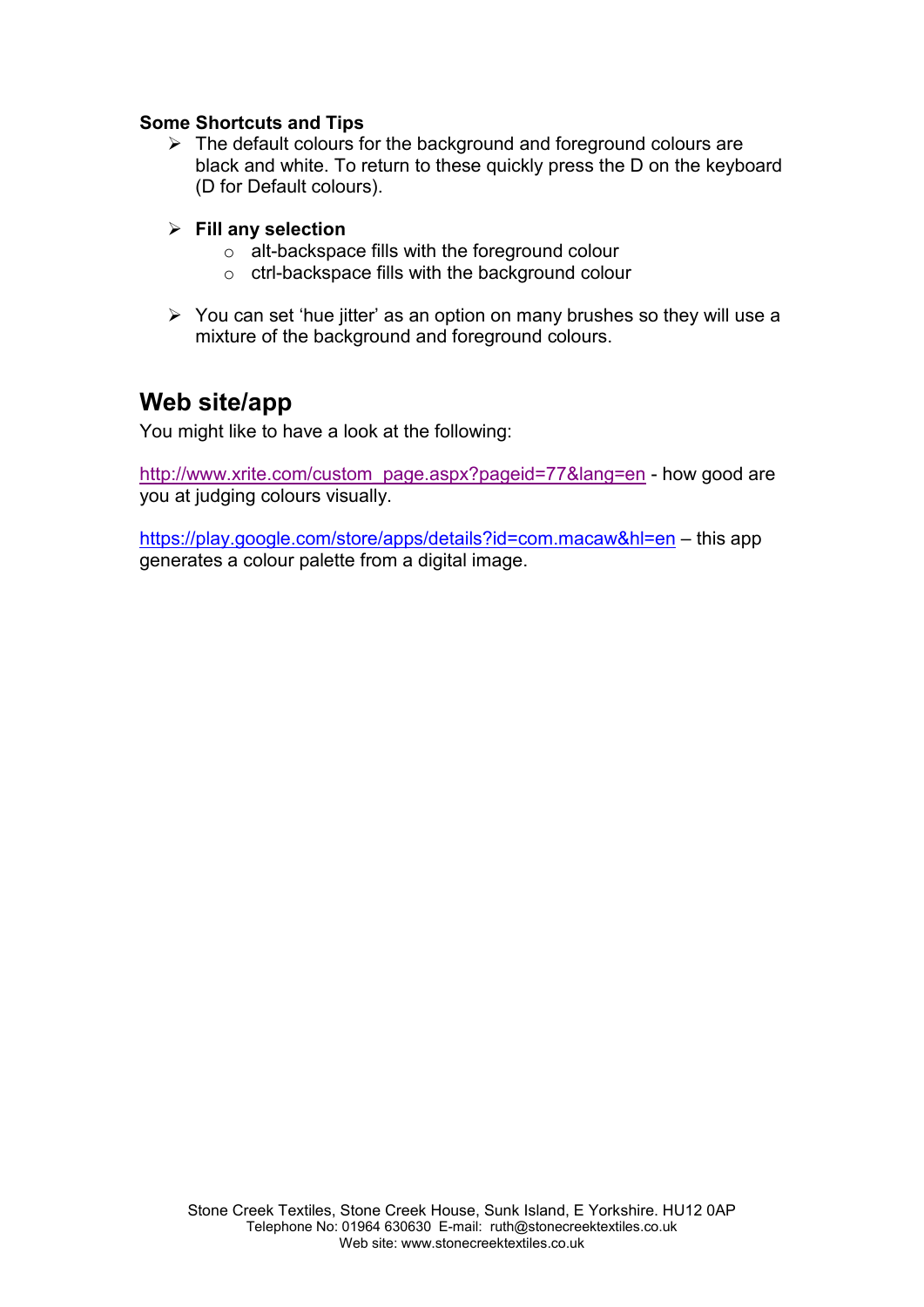**Some Shortcuts and Tips**

- The default colours for the background and foreground colours are black and white. To return to these quickly press the D on the keyboard (D for Default colours).

- **Fill any selection**
  - alt-backspace fills with the foreground colour
  - ctrl-backspace fills with the background colour

- You can set 'hue jitter' as an option on many brushes so they will use a mixture of the background and foreground colours.

## Web site/app

You might like to have a look at the following:

http://www.xrite.com/custom_page.aspx?pageid=77&lang=en - how good are you at judging colours visually.

https://play.google.com/store/apps/details?id=com.macaw&hl=en – this app generates a colour palette from a digital image.

Stone Creek Textiles, Stone Creek House, Sunk Island, E Yorkshire. HU12 0AP
Telephone No: 01964 630630 E-mail: ruth@stonecreektextiles.co.uk
Web site: www.stonecreektextiles.co.uk